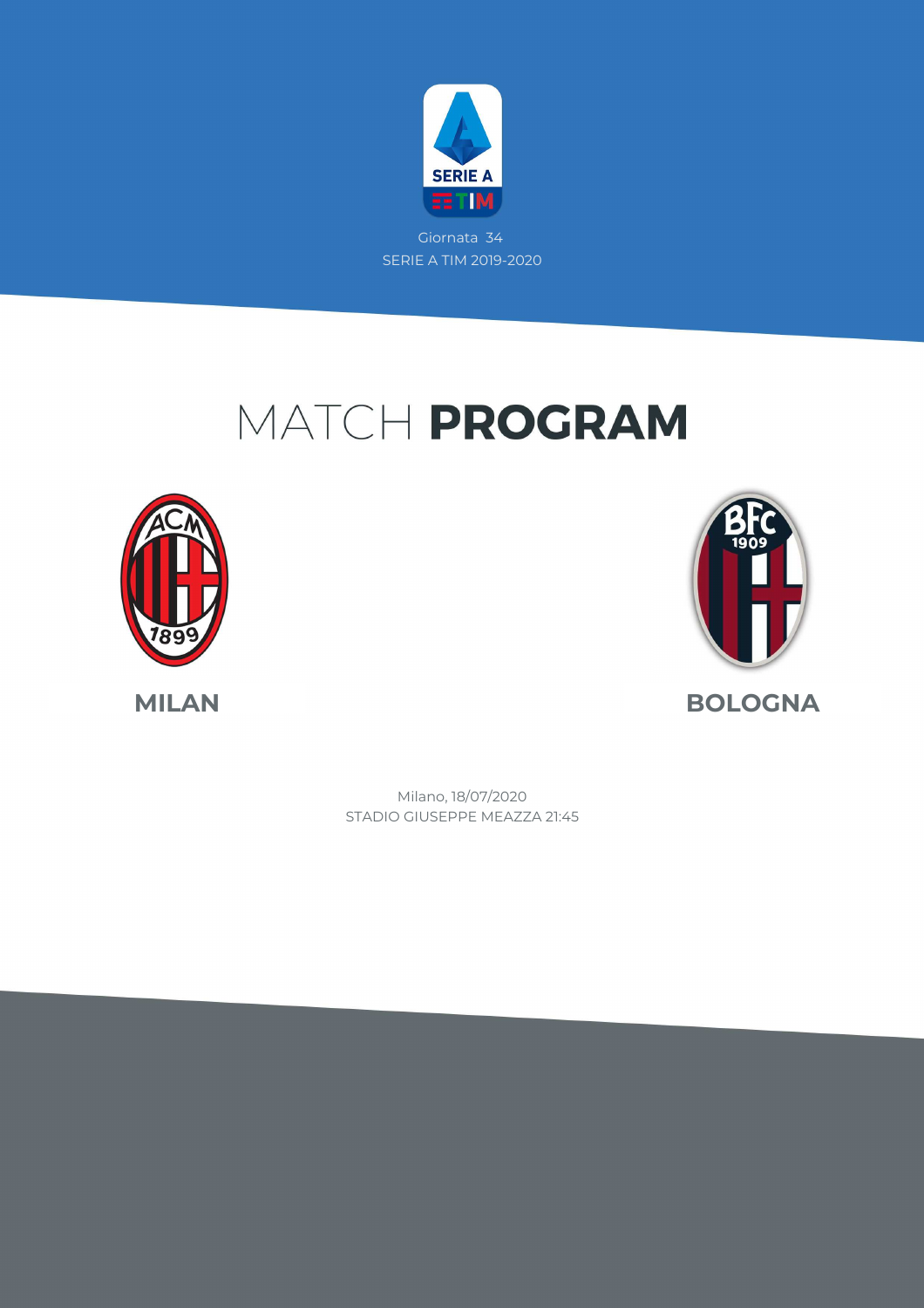Giornata 34

SERIE A TIM 2019-2020

# MATCH **PROGRAM**

**MILAN** **BOLOGNA**

Milano, 18/07/2020

STADIO GIUSEPPE MEAZZA 21:45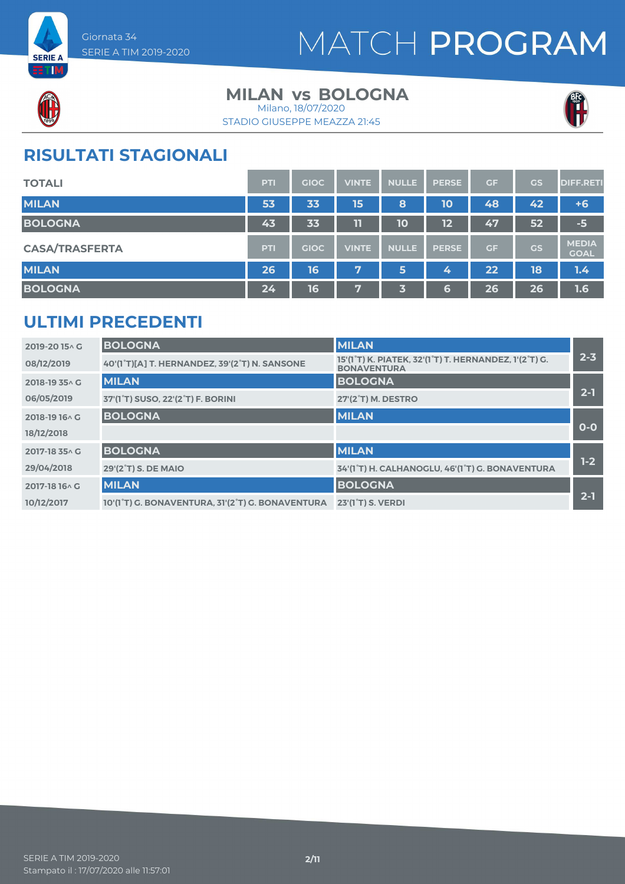Giornata 34
SERIE A TIM 2019-2020

# MATCH PROGRAM

## MILAN vs BOLOGNA

Milano, 18/07/2020
STADIO GIUSEPPE MEAZZA 21:45

## RISULTATI STAGIONALI

| TOTALI | PTI | GIOC | VINTE | NULLE | PERSE | GF | GS | DIFF.RETI |
|---|---|---|---|---|---|---|---|---|
| MILAN | 53 | 33 | 15 | 8 | 10 | 48 | 42 | +6 |
| BOLOGNA | 43 | 33 | 11 | 10 | 12 | 47 | 52 | -5 |

| CASA/TRASFERTA | PTI | GIOC | VINTE | NULLE | PERSE | GF | GS | MEDIA GOAL |
|---|---|---|---|---|---|---|---|---|
| MILAN | 26 | 16 | 7 | 5 | 4 | 22 | 18 | 1.4 |
| BOLOGNA | 24 | 16 | 7 | 3 | 6 | 26 | 26 | 1.6 |

## ULTIMI PRECEDENTI

| Stagione / Data | Casa | Trasferta | Risultato |
|---|---|---|---|
| 2019-20 15^ G | BOLOGNA | MILAN | 2-3 |
| 08/12/2019 | 40'(1°T)[A] T. HERNANDEZ, 39'(2°T) N. SANSONE | 15'(1°T) K. PIATEK, 32'(1°T) T. HERNANDEZ, 1'(2°T) G. BONAVENTURA | |
| 2018-19 35^ G | MILAN | BOLOGNA | 2-1 |
| 06/05/2019 | 37'(1°T) SUSO, 22'(2°T) F. BORINI | 27'(2°T) M. DESTRO | |
| 2018-19 16^ G | BOLOGNA | MILAN | 0-0 |
| 18/12/2018 | | | |
| 2017-18 35^ G | BOLOGNA | MILAN | 1-2 |
| 29/04/2018 | 29'(2°T) S. DE MAIO | 34'(1°T) H. CALHANOGLU, 46'(1°T) G. BONAVENTURA | |
| 2017-18 16^ G | MILAN | BOLOGNA | 2-1 |
| 10/12/2017 | 10'(1°T) G. BONAVENTURA, 31'(2°T) G. BONAVENTURA | 23'(1°T) S. VERDI | |

SERIE A TIM 2019-2020
Stampato il : 17/07/2020 alle 11:57:01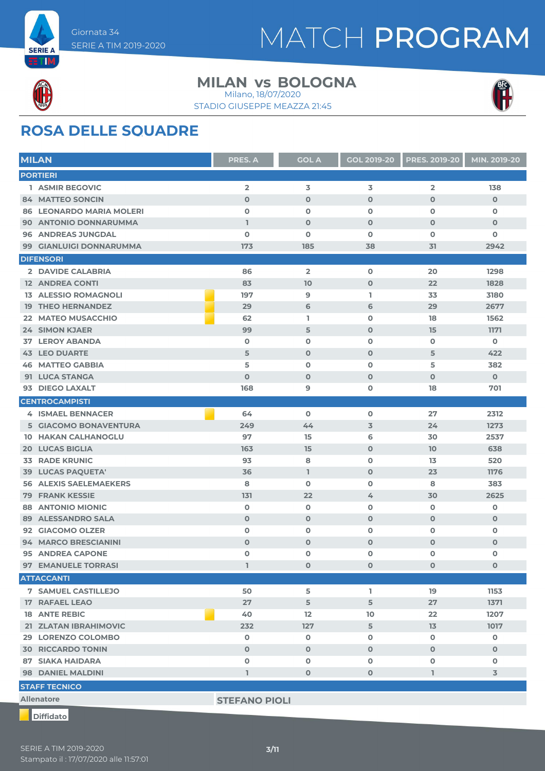Giornata 34
SERIE A TIM 2019-2020

# MATCH PROGRAM

## MILAN vs BOLOGNA

Milano, 18/07/2020
STADIO GIUSEPPE MEAZZA 21:45

## ROSA DELLE SQUADRE

| MILAN | PRES. A | GOL A | GOL 2019-20 | PRES. 2019-20 | MIN. 2019-20 |
|---|---|---|---|---|---|
| **PORTIERI** | | | | | |
| 1 ASMIR BEGOVIC | 2 | 3 | 3 | 2 | 138 |
| 84 MATTEO SONCIN | 0 | 0 | 0 | 0 | 0 |
| 86 LEONARDO MARIA MOLERI | 0 | 0 | 0 | 0 | 0 |
| 90 ANTONIO DONNARUMMA | 1 | 0 | 0 | 0 | 0 |
| 96 ANDREAS JUNGDAL | 0 | 0 | 0 | 0 | 0 |
| 99 GIANLUIGI DONNARUMMA | 173 | 185 | 38 | 31 | 2942 |
| **DIFENSORI** | | | | | |
| 2 DAVIDE CALABRIA | 86 | 2 | 0 | 20 | 1298 |
| 12 ANDREA CONTI | 83 | 10 | 0 | 22 | 1828 |
| 13 ALESSIO ROMAGNOLI (Diffidato) | 197 | 9 | 1 | 33 | 3180 |
| 19 THEO HERNANDEZ (Diffidato) | 29 | 6 | 6 | 29 | 2677 |
| 22 MATEO MUSACCHIO (Diffidato) | 62 | 1 | 0 | 18 | 1562 |
| 24 SIMON KJAER | 99 | 5 | 0 | 15 | 1171 |
| 37 LEROY ABANDA | 0 | 0 | 0 | 0 | 0 |
| 43 LEO DUARTE | 5 | 0 | 0 | 5 | 422 |
| 46 MATTEO GABBIA | 5 | 0 | 0 | 5 | 382 |
| 91 LUCA STANGA | 0 | 0 | 0 | 0 | 0 |
| 93 DIEGO LAXALT | 168 | 9 | 0 | 18 | 701 |
| **CENTROCAMPISTI** | | | | | |
| 4 ISMAEL BENNACER (Diffidato) | 64 | 0 | 0 | 27 | 2312 |
| 5 GIACOMO BONAVENTURA | 249 | 44 | 3 | 24 | 1273 |
| 10 HAKAN CALHANOGLU | 97 | 15 | 6 | 30 | 2537 |
| 20 LUCAS BIGLIA | 163 | 15 | 0 | 10 | 638 |
| 33 RADE KRUNIC | 93 | 8 | 0 | 13 | 520 |
| 39 LUCAS PAQUETA' | 36 | 1 | 0 | 23 | 1176 |
| 56 ALEXIS SAELEMAEKERS | 8 | 0 | 0 | 8 | 383 |
| 79 FRANK KESSIE | 131 | 22 | 4 | 30 | 2625 |
| 88 ANTONIO MIONIC | 0 | 0 | 0 | 0 | 0 |
| 89 ALESSANDRO SALA | 0 | 0 | 0 | 0 | 0 |
| 92 GIACOMO OLZER | 0 | 0 | 0 | 0 | 0 |
| 94 MARCO BRESCIANINI | 0 | 0 | 0 | 0 | 0 |
| 95 ANDREA CAPONE | 0 | 0 | 0 | 0 | 0 |
| 97 EMANUELE TORRASI | 1 | 0 | 0 | 0 | 0 |
| **ATTACCANTI** | | | | | |
| 7 SAMUEL CASTILLEJO | 50 | 5 | 1 | 19 | 1153 |
| 17 RAFAEL LEAO | 27 | 5 | 5 | 27 | 1371 |
| 18 ANTE REBIC (Diffidato) | 40 | 12 | 10 | 22 | 1207 |
| 21 ZLATAN IBRAHIMOVIC | 232 | 127 | 5 | 13 | 1017 |
| 29 LORENZO COLOMBO | 0 | 0 | 0 | 0 | 0 |
| 30 RICCARDO TONIN | 0 | 0 | 0 | 0 | 0 |
| 87 SIAKA HAIDARA | 0 | 0 | 0 | 0 | 0 |
| 98 DANIEL MALDINI | 1 | 0 | 0 | 1 | 3 |

**STAFF TECNICO**

| Allenatore | STEFANO PIOLI |
|---|---|

Diffidato

SERIE A TIM 2019-2020
Stampato il : 17/07/2020 alle 11:57:01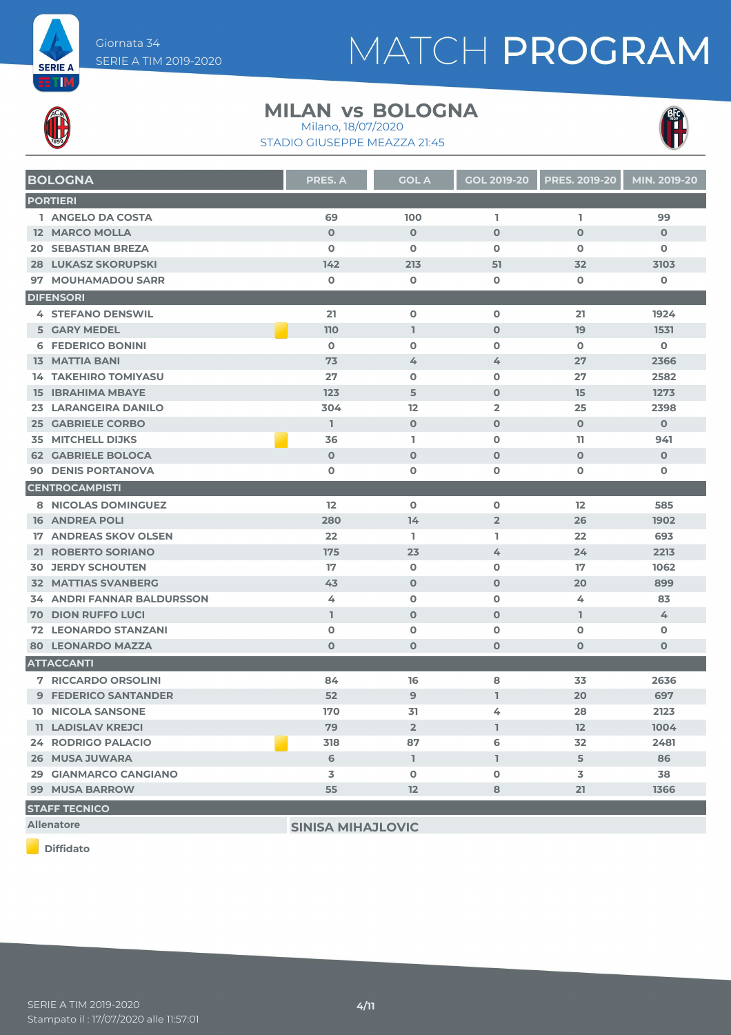# MATCH PROGRAM

Giornata 34
SERIE A TIM 2019-2020

## MILAN vs BOLOGNA

Milano, 18/07/2020
STADIO GIUSEPPE MEAZZA 21:45

| BOLOGNA | PRES. A | GOL A | GOL 2019-20 | PRES. 2019-20 | MIN. 2019-20 |
|---|---|---|---|---|---|
| **PORTIERI** | | | | | |
| 1 ANGELO DA COSTA | 69 | 100 | 1 | 1 | 99 |
| 12 MARCO MOLLA | 0 | 0 | 0 | 0 | 0 |
| 20 SEBASTIAN BREZA | 0 | 0 | 0 | 0 | 0 |
| 28 LUKASZ SKORUPSKI | 142 | 213 | 51 | 32 | 3103 |
| 97 MOUHAMADOU SARR | 0 | 0 | 0 | 0 | 0 |
| **DIFENSORI** | | | | | |
| 4 STEFANO DENSWIL | 21 | 0 | 0 | 21 | 1924 |
| 5 GARY MEDEL (Diffidato) | 110 | 1 | 0 | 19 | 1531 |
| 6 FEDERICO BONINI | 0 | 0 | 0 | 0 | 0 |
| 13 MATTIA BANI | 73 | 4 | 4 | 27 | 2366 |
| 14 TAKEHIRO TOMIYASU | 27 | 0 | 0 | 27 | 2582 |
| 15 IBRAHIMA MBAYE | 123 | 5 | 0 | 15 | 1273 |
| 23 LARANGEIRA DANILO | 304 | 12 | 2 | 25 | 2398 |
| 25 GABRIELE CORBO | 1 | 0 | 0 | 0 | 0 |
| 35 MITCHELL DIJKS (Diffidato) | 36 | 1 | 0 | 11 | 941 |
| 62 GABRIELE BOLOCA | 0 | 0 | 0 | 0 | 0 |
| 90 DENIS PORTANOVA | 0 | 0 | 0 | 0 | 0 |
| **CENTROCAMPISTI** | | | | | |
| 8 NICOLAS DOMINGUEZ | 12 | 0 | 0 | 12 | 585 |
| 16 ANDREA POLI | 280 | 14 | 2 | 26 | 1902 |
| 17 ANDREAS SKOV OLSEN | 22 | 1 | 1 | 22 | 693 |
| 21 ROBERTO SORIANO | 175 | 23 | 4 | 24 | 2213 |
| 30 JERDY SCHOUTEN | 17 | 0 | 0 | 17 | 1062 |
| 32 MATTIAS SVANBERG | 43 | 0 | 0 | 20 | 899 |
| 34 ANDRI FANNAR BALDURSSON | 4 | 0 | 0 | 4 | 83 |
| 70 DION RUFFO LUCI | 1 | 0 | 0 | 1 | 4 |
| 72 LEONARDO STANZANI | 0 | 0 | 0 | 0 | 0 |
| 80 LEONARDO MAZZA | 0 | 0 | 0 | 0 | 0 |
| **ATTACCANTI** | | | | | |
| 7 RICCARDO ORSOLINI | 84 | 16 | 8 | 33 | 2636 |
| 9 FEDERICO SANTANDER | 52 | 9 | 1 | 20 | 697 |
| 10 NICOLA SANSONE | 170 | 31 | 4 | 28 | 2123 |
| 11 LADISLAV KREJCI | 79 | 2 | 1 | 12 | 1004 |
| 24 RODRIGO PALACIO (Diffidato) | 318 | 87 | 6 | 32 | 2481 |
| 26 MUSA JUWARA | 6 | 1 | 1 | 5 | 86 |
| 29 GIANMARCO CANGIANO | 3 | 0 | 0 | 3 | 38 |
| 99 MUSA BARROW | 55 | 12 | 8 | 21 | 1366 |

**STAFF TECNICO**

| Allenatore | SINISA MIHAJLOVIC |
|---|---|

Diffidato

SERIE A TIM 2019-2020
Stampato il : 17/07/2020 alle 11:57:01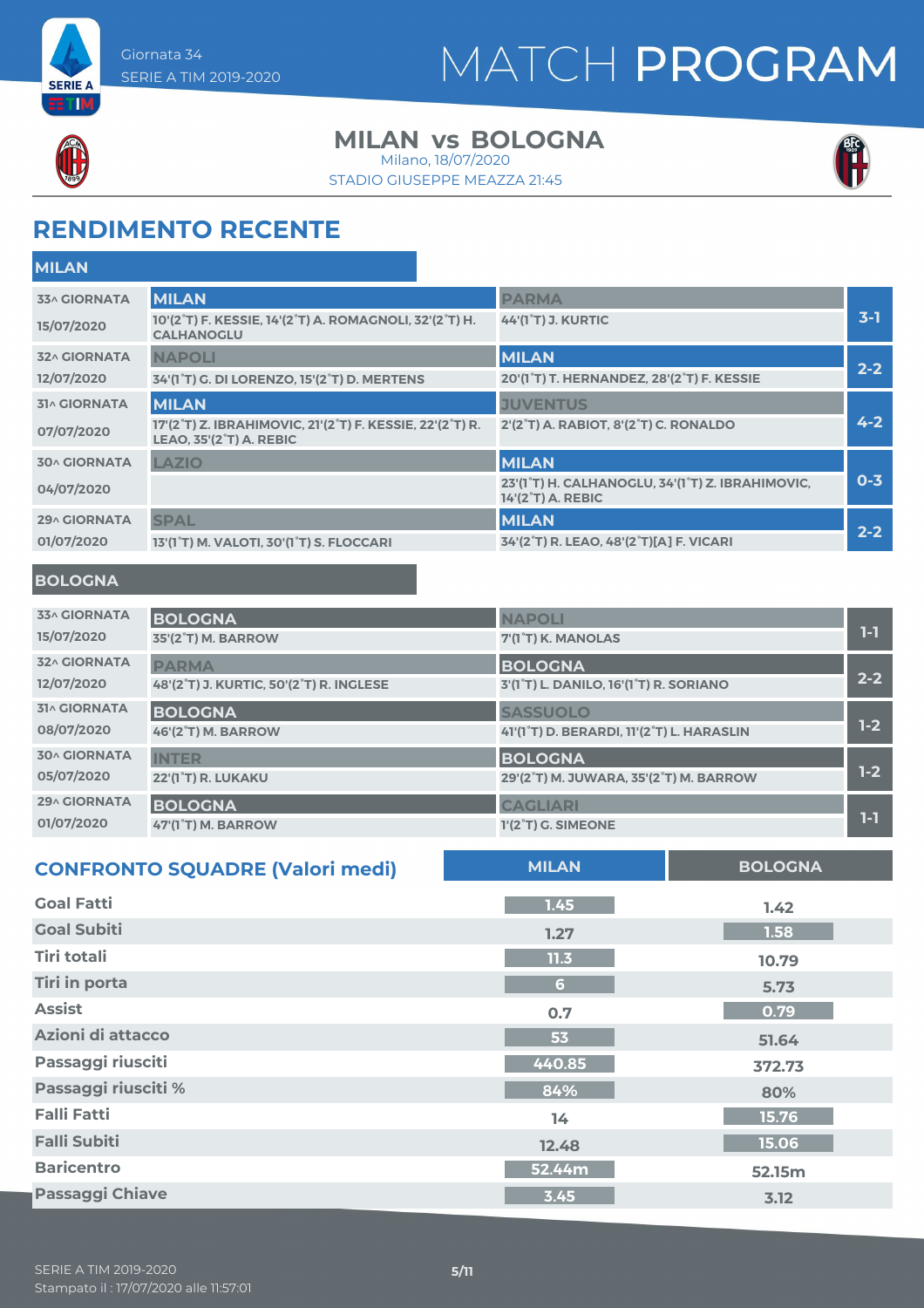Giornata 34
SERIE A TIM 2019-2020

# MATCH PROGRAM

## MILAN vs BOLOGNA

Milano, 18/07/2020
STADIO GIUSEPPE MEAZZA 21:45

## RENDIMENTO RECENTE

### MILAN

| Giornata | Casa | Trasferta | Risultato |
|---|---|---|---|
| 33^ GIORNATA 15/07/2020 | **MILAN** 10'(2°T) F. KESSIE, 14'(2°T) A. ROMAGNOLI, 32'(2°T) H. CALHANOGLU | **PARMA** 44'(1°T) J. KURTIC | 3-1 |
| 32^ GIORNATA 12/07/2020 | **NAPOLI** 34'(1°T) G. DI LORENZO, 15'(2°T) D. MERTENS | **MILAN** 20'(1°T) T. HERNANDEZ, 28'(2°T) F. KESSIE | 2-2 |
| 31^ GIORNATA 07/07/2020 | **MILAN** 17'(2°T) Z. IBRAHIMOVIC, 21'(2°T) F. KESSIE, 22'(2°T) R. LEAO, 35'(2°T) A. REBIC | **JUVENTUS** 2'(2°T) A. RABIOT, 8'(2°T) C. RONALDO | 4-2 |
| 30^ GIORNATA 04/07/2020 | **LAZIO** | **MILAN** 23'(1°T) H. CALHANOGLU, 34'(1°T) Z. IBRAHIMOVIC, 14'(2°T) A. REBIC | 0-3 |
| 29^ GIORNATA 01/07/2020 | **SPAL** 13'(1°T) M. VALOTI, 30'(1°T) S. FLOCCARI | **MILAN** 34'(2°T) R. LEAO, 48'(2°T)[A] F. VICARI | 2-2 |

### BOLOGNA

| Giornata | Casa | Trasferta | Risultato |
|---|---|---|---|
| 33^ GIORNATA 15/07/2020 | **BOLOGNA** 35'(2°T) M. BARROW | **NAPOLI** 7'(1°T) K. MANOLAS | 1-1 |
| 32^ GIORNATA 12/07/2020 | **PARMA** 48'(2°T) J. KURTIC, 50'(2°T) R. INGLESE | **BOLOGNA** 3'(1°T) L. DANILO, 16'(1°T) R. SORIANO | 2-2 |
| 31^ GIORNATA 08/07/2020 | **BOLOGNA** 46'(2°T) M. BARROW | **SASSUOLO** 41'(1°T) D. BERARDI, 11'(2°T) L. HARASLIN | 1-2 |
| 30^ GIORNATA 05/07/2020 | **INTER** 22'(1°T) R. LUKAKU | **BOLOGNA** 29'(2°T) M. JUWARA, 35'(2°T) M. BARROW | 1-2 |
| 29^ GIORNATA 01/07/2020 | **BOLOGNA** 47'(1°T) M. BARROW | **CAGLIARI** 1'(2°T) G. SIMEONE | 1-1 |

## CONFRONTO SQUADRE (Valori medi)

| | MILAN | BOLOGNA |
|---|---|---|
| Goal Fatti | 1.45 | 1.42 |
| Goal Subiti | 1.27 | 1.58 |
| Tiri totali | 11.3 | 10.79 |
| Tiri in porta | 6 | 5.73 |
| Assist | 0.7 | 0.79 |
| Azioni di attacco | 53 | 51.64 |
| Passaggi riusciti | 440.85 | 372.73 |
| Passaggi riusciti % | 84% | 80% |
| Falli Fatti | 14 | 15.76 |
| Falli Subiti | 12.48 | 15.06 |
| Baricentro | 52.44m | 52.15m |
| Passaggi Chiave | 3.45 | 3.12 |

SERIE A TIM 2019-2020
Stampato il : 17/07/2020 alle 11:57:01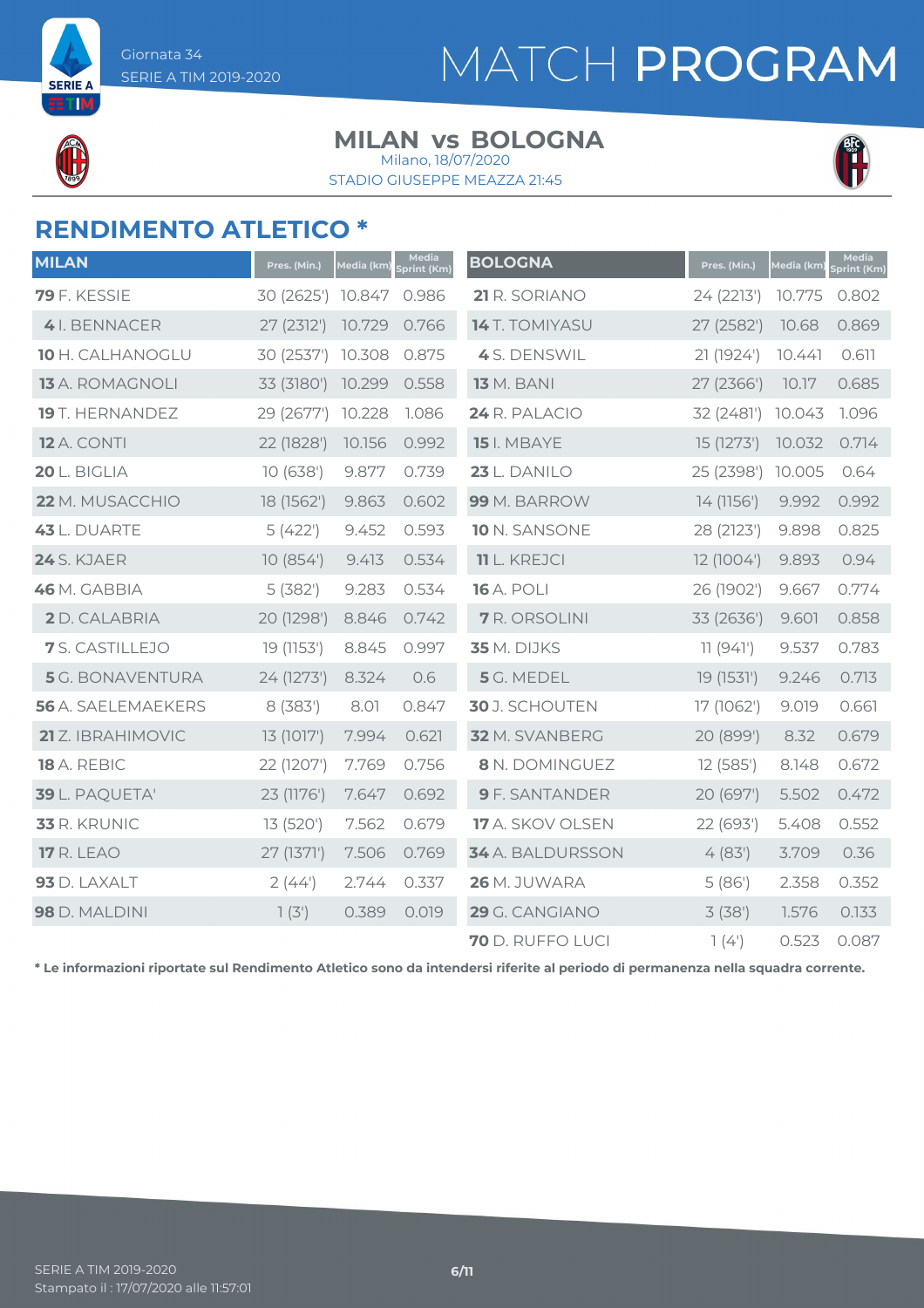Giornata 34
SERIE A TIM 2019-2020

# MATCH PROGRAM

## MILAN vs BOLOGNA

Milano, 18/07/2020
STADIO GIUSEPPE MEAZZA 21:45

## RENDIMENTO ATLETICO *

| MILAN | Pres. (Min.) | Media (km) | Media Sprint (Km) |
|---|---|---|---|
| **79** F. KESSIE | 30 (2625') | 10.847 | 0.986 |
| **4** I. BENNACER | 27 (2312') | 10.729 | 0.766 |
| **10** H. CALHANOGLU | 30 (2537') | 10.308 | 0.875 |
| **13** A. ROMAGNOLI | 33 (3180') | 10.299 | 0.558 |
| **19** T. HERNANDEZ | 29 (2677') | 10.228 | 1.086 |
| **12** A. CONTI | 22 (1828') | 10.156 | 0.992 |
| **20** L. BIGLIA | 10 (638') | 9.877 | 0.739 |
| **22** M. MUSACCHIO | 18 (1562') | 9.863 | 0.602 |
| **43** L. DUARTE | 5 (422') | 9.452 | 0.593 |
| **24** S. KJAER | 10 (854') | 9.413 | 0.534 |
| **46** M. GABBIA | 5 (382') | 9.283 | 0.534 |
| **2** D. CALABRIA | 20 (1298') | 8.846 | 0.742 |
| **7** S. CASTILLEJO | 19 (1153') | 8.845 | 0.997 |
| **5** G. BONAVENTURA | 24 (1273') | 8.324 | 0.6 |
| **56** A. SAELEMAEKERS | 8 (383') | 8.01 | 0.847 |
| **21** Z. IBRAHIMOVIC | 13 (1017') | 7.994 | 0.621 |
| **18** A. REBIC | 22 (1207') | 7.769 | 0.756 |
| **39** L. PAQUETA' | 23 (1176') | 7.647 | 0.692 |
| **33** R. KRUNIC | 13 (520') | 7.562 | 0.679 |
| **17** R. LEAO | 27 (1371') | 7.506 | 0.769 |
| **93** D. LAXALT | 2 (44') | 2.744 | 0.337 |
| **98** D. MALDINI | 1 (3') | 0.389 | 0.019 |

| BOLOGNA | Pres. (Min.) | Media (km) | Media Sprint (Km) |
|---|---|---|---|
| **21** R. SORIANO | 24 (2213') | 10.775 | 0.802 |
| **14** T. TOMIYASU | 27 (2582') | 10.68 | 0.869 |
| **4** S. DENSWIL | 21 (1924') | 10.441 | 0.611 |
| **13** M. BANI | 27 (2366') | 10.17 | 0.685 |
| **24** R. PALACIO | 32 (2481') | 10.043 | 1.096 |
| **15** I. MBAYE | 15 (1273') | 10.032 | 0.714 |
| **23** L. DANILO | 25 (2398') | 10.005 | 0.64 |
| **99** M. BARROW | 14 (1156') | 9.992 | 0.992 |
| **10** N. SANSONE | 28 (2123') | 9.898 | 0.825 |
| **11** L. KREJCI | 12 (1004') | 9.893 | 0.94 |
| **16** A. POLI | 26 (1902') | 9.667 | 0.774 |
| **7** R. ORSOLINI | 33 (2636') | 9.601 | 0.858 |
| **35** M. DIJKS | 11 (941') | 9.537 | 0.783 |
| **5** G. MEDEL | 19 (1531') | 9.246 | 0.713 |
| **30** J. SCHOUTEN | 17 (1062') | 9.019 | 0.661 |
| **32** M. SVANBERG | 20 (899') | 8.32 | 0.679 |
| **8** N. DOMINGUEZ | 12 (585') | 8.148 | 0.672 |
| **9** F. SANTANDER | 20 (697') | 5.502 | 0.472 |
| **17** A. SKOV OLSEN | 22 (693') | 5.408 | 0.552 |
| **34** A. BALDURSSON | 4 (83') | 3.709 | 0.36 |
| **26** M. JUWARA | 5 (86') | 2.358 | 0.352 |
| **29** G. CANGIANO | 3 (38') | 1.576 | 0.133 |
| **70** D. RUFFO LUCI | 1 (4') | 0.523 | 0.087 |

**\* Le informazioni riportate sul Rendimento Atletico sono da intendersi riferite al periodo di permanenza nella squadra corrente.**

SERIE A TIM 2019-2020
Stampato il : 17/07/2020 alle 11:57:01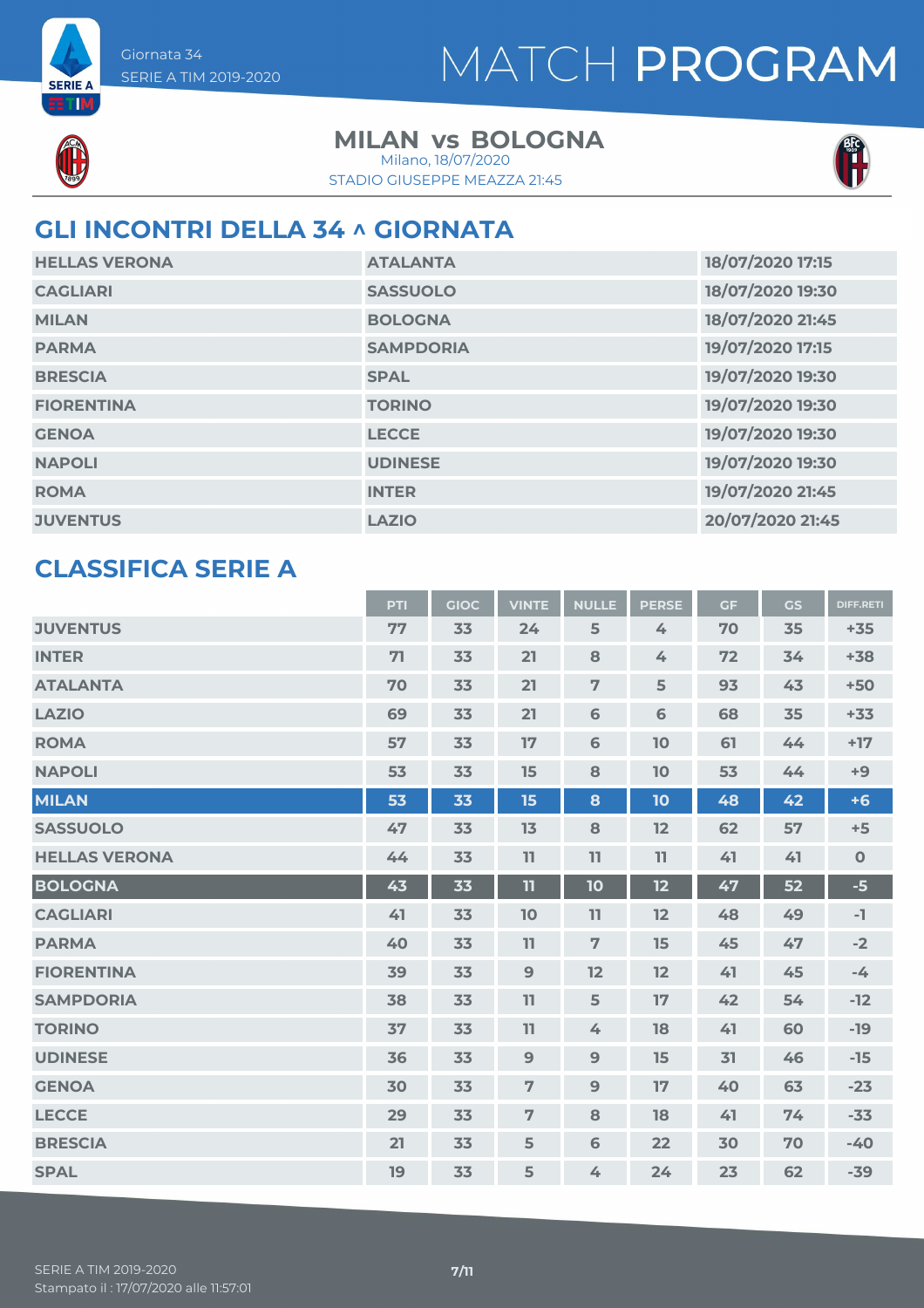Giornata 34
SERIE A TIM 2019-2020

# MATCH PROGRAM

## MILAN vs BOLOGNA

Milano, 18/07/2020
STADIO GIUSEPPE MEAZZA 21:45

## GLI INCONTRI DELLA 34 ^ GIORNATA

| | | |
|---|---|---|
| HELLAS VERONA | ATALANTA | 18/07/2020 17:15 |
| CAGLIARI | SASSUOLO | 18/07/2020 19:30 |
| MILAN | BOLOGNA | 18/07/2020 21:45 |
| PARMA | SAMPDORIA | 19/07/2020 17:15 |
| BRESCIA | SPAL | 19/07/2020 19:30 |
| FIORENTINA | TORINO | 19/07/2020 19:30 |
| GENOA | LECCE | 19/07/2020 19:30 |
| NAPOLI | UDINESE | 19/07/2020 19:30 |
| ROMA | INTER | 19/07/2020 21:45 |
| JUVENTUS | LAZIO | 20/07/2020 21:45 |

## CLASSIFICA SERIE A

| | PTI | GIOC | VINTE | NULLE | PERSE | GF | GS | DIFF.RETI |
|---|---|---|---|---|---|---|---|---|
| JUVENTUS | 77 | 33 | 24 | 5 | 4 | 70 | 35 | +35 |
| INTER | 71 | 33 | 21 | 8 | 4 | 72 | 34 | +38 |
| ATALANTA | 70 | 33 | 21 | 7 | 5 | 93 | 43 | +50 |
| LAZIO | 69 | 33 | 21 | 6 | 6 | 68 | 35 | +33 |
| ROMA | 57 | 33 | 17 | 6 | 10 | 61 | 44 | +17 |
| NAPOLI | 53 | 33 | 15 | 8 | 10 | 53 | 44 | +9 |
| MILAN | 53 | 33 | 15 | 8 | 10 | 48 | 42 | +6 |
| SASSUOLO | 47 | 33 | 13 | 8 | 12 | 62 | 57 | +5 |
| HELLAS VERONA | 44 | 33 | 11 | 11 | 11 | 41 | 41 | 0 |
| BOLOGNA | 43 | 33 | 11 | 10 | 12 | 47 | 52 | -5 |
| CAGLIARI | 41 | 33 | 10 | 11 | 12 | 48 | 49 | -1 |
| PARMA | 40 | 33 | 11 | 7 | 15 | 45 | 47 | -2 |
| FIORENTINA | 39 | 33 | 9 | 12 | 12 | 41 | 45 | -4 |
| SAMPDORIA | 38 | 33 | 11 | 5 | 17 | 42 | 54 | -12 |
| TORINO | 37 | 33 | 11 | 4 | 18 | 41 | 60 | -19 |
| UDINESE | 36 | 33 | 9 | 9 | 15 | 31 | 46 | -15 |
| GENOA | 30 | 33 | 7 | 9 | 17 | 40 | 63 | -23 |
| LECCE | 29 | 33 | 7 | 8 | 18 | 41 | 74 | -33 |
| BRESCIA | 21 | 33 | 5 | 6 | 22 | 30 | 70 | -40 |
| SPAL | 19 | 33 | 5 | 4 | 24 | 23 | 62 | -39 |

SERIE A TIM 2019-2020
Stampato il : 17/07/2020 alle 11:57:01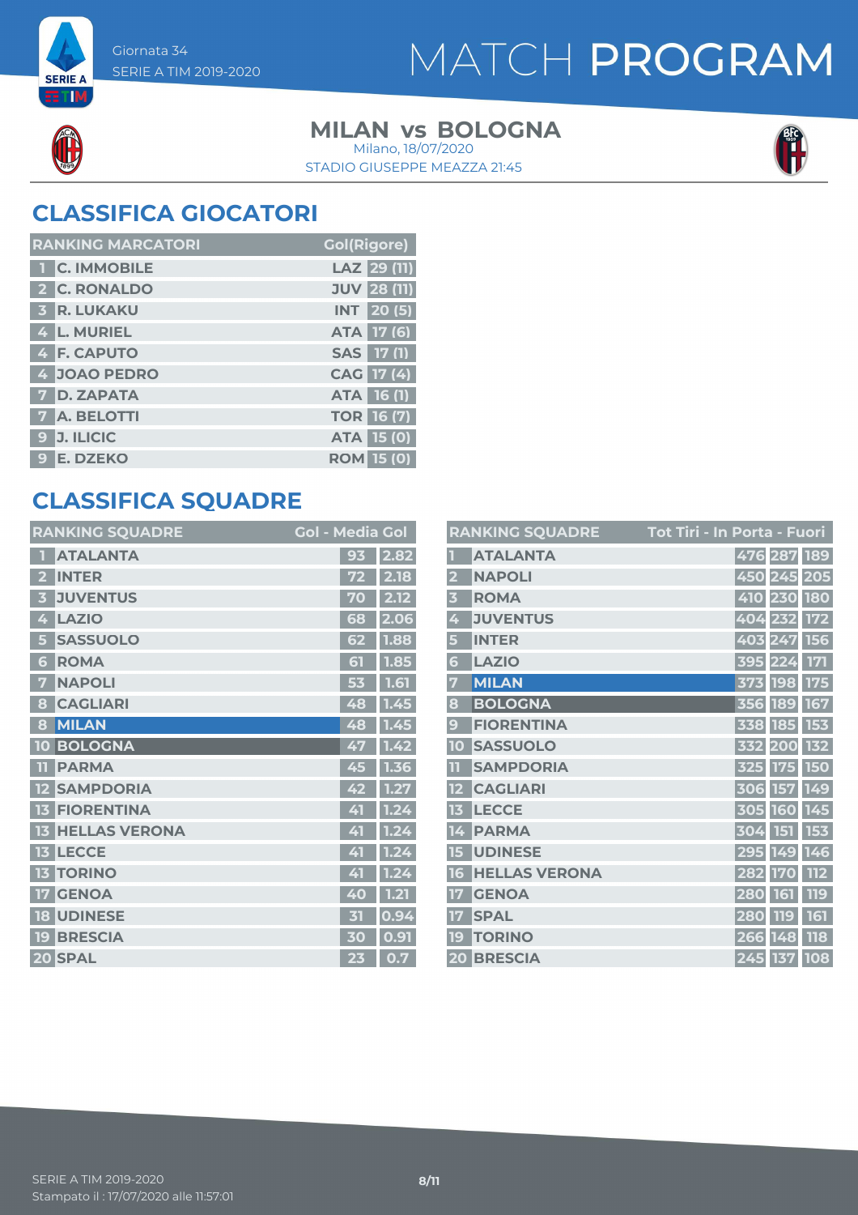Giornata 34
SERIE A TIM 2019-2020

# MATCH PROGRAM

## MILAN vs BOLOGNA

Milano, 18/07/2020
STADIO GIUSEPPE MEAZZA 21:45

## CLASSIFICA GIOCATORI

| RANKING MARCATORI | | Gol(Rigore) |
|---|---|---|
| 1 | C. IMMOBILE | LAZ 29 (11) |
| 2 | C. RONALDO | JUV 28 (11) |
| 3 | R. LUKAKU | INT 20 (5) |
| 4 | L. MURIEL | ATA 17 (6) |
| 4 | F. CAPUTO | SAS 17 (1) |
| 4 | JOAO PEDRO | CAG 17 (4) |
| 7 | D. ZAPATA | ATA 16 (1) |
| 7 | A. BELOTTI | TOR 16 (7) |
| 9 | J. ILICIC | ATA 15 (0) |
| 9 | E. DZEKO | ROM 15 (0) |

## CLASSIFICA SQUADRE

| RANKING SQUADRE | | Gol | Media Gol |
|---|---|---|---|
| 1 | ATALANTA | 93 | 2.82 |
| 2 | INTER | 72 | 2.18 |
| 3 | JUVENTUS | 70 | 2.12 |
| 4 | LAZIO | 68 | 2.06 |
| 5 | SASSUOLO | 62 | 1.88 |
| 6 | ROMA | 61 | 1.85 |
| 7 | NAPOLI | 53 | 1.61 |
| 8 | CAGLIARI | 48 | 1.45 |
| 8 | MILAN | 48 | 1.45 |
| 10 | BOLOGNA | 47 | 1.42 |
| 11 | PARMA | 45 | 1.36 |
| 12 | SAMPDORIA | 42 | 1.27 |
| 13 | FIORENTINA | 41 | 1.24 |
| 13 | HELLAS VERONA | 41 | 1.24 |
| 13 | LECCE | 41 | 1.24 |
| 13 | TORINO | 41 | 1.24 |
| 17 | GENOA | 40 | 1.21 |
| 18 | UDINESE | 31 | 0.94 |
| 19 | BRESCIA | 30 | 0.91 |
| 20 | SPAL | 23 | 0.7 |

| RANKING SQUADRE | | Tot Tiri | In Porta | Fuori |
|---|---|---|---|---|
| 1 | ATALANTA | 476 | 287 | 189 |
| 2 | NAPOLI | 450 | 245 | 205 |
| 3 | ROMA | 410 | 230 | 180 |
| 4 | JUVENTUS | 404 | 232 | 172 |
| 5 | INTER | 403 | 247 | 156 |
| 6 | LAZIO | 395 | 224 | 171 |
| 7 | MILAN | 373 | 198 | 175 |
| 8 | BOLOGNA | 356 | 189 | 167 |
| 9 | FIORENTINA | 338 | 185 | 153 |
| 10 | SASSUOLO | 332 | 200 | 132 |
| 11 | SAMPDORIA | 325 | 175 | 150 |
| 12 | CAGLIARI | 306 | 157 | 149 |
| 13 | LECCE | 305 | 160 | 145 |
| 14 | PARMA | 304 | 151 | 153 |
| 15 | UDINESE | 295 | 149 | 146 |
| 16 | HELLAS VERONA | 282 | 170 | 112 |
| 17 | GENOA | 280 | 161 | 119 |
| 17 | SPAL | 280 | 119 | 161 |
| 19 | TORINO | 266 | 148 | 118 |
| 20 | BRESCIA | 245 | 137 | 108 |

SERIE A TIM 2019-2020
Stampato il : 17/07/2020 alle 11:57:01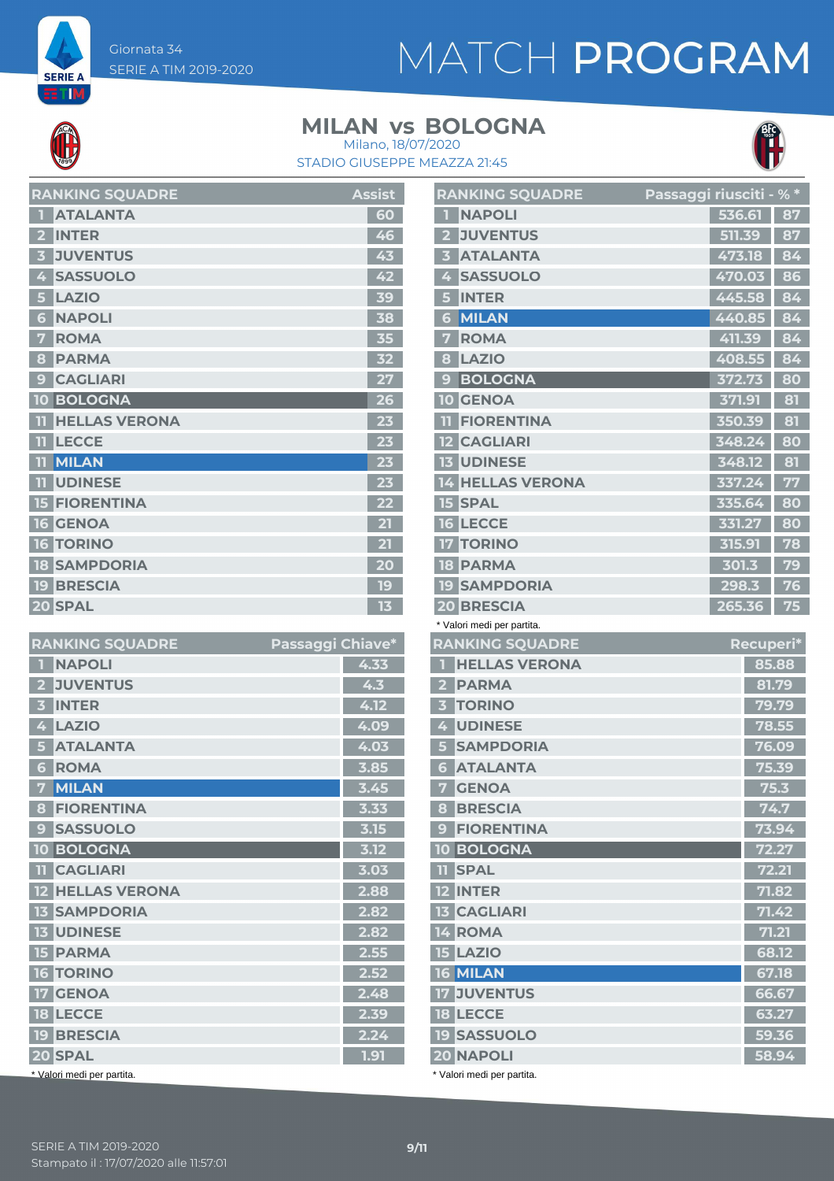# MATCH PROGRAM

Giornata 34
SERIE A TIM 2019-2020

## MILAN vs BOLOGNA

Milano, 18/07/2020
STADIO GIUSEPPE MEAZZA 21:45

| RANKING SQUADRE | | Assist |
|---|---|---|
| 1 | ATALANTA | 60 |
| 2 | INTER | 46 |
| 3 | JUVENTUS | 43 |
| 4 | SASSUOLO | 42 |
| 5 | LAZIO | 39 |
| 6 | NAPOLI | 38 |
| 7 | ROMA | 35 |
| 8 | PARMA | 32 |
| 9 | CAGLIARI | 27 |
| 10 | BOLOGNA | 26 |
| 11 | HELLAS VERONA | 23 |
| 11 | LECCE | 23 |
| 11 | MILAN | 23 |
| 11 | UDINESE | 23 |
| 15 | FIORENTINA | 22 |
| 16 | GENOA | 21 |
| 16 | TORINO | 21 |
| 18 | SAMPDORIA | 20 |
| 19 | BRESCIA | 19 |
| 20 | SPAL | 13 |

| RANKING SQUADRE | | Passaggi riusciti | % * |
|---|---|---|---|
| 1 | NAPOLI | 536.61 | 87 |
| 2 | JUVENTUS | 511.39 | 87 |
| 3 | ATALANTA | 473.18 | 84 |
| 4 | SASSUOLO | 470.03 | 86 |
| 5 | INTER | 445.58 | 84 |
| 6 | MILAN | 440.85 | 84 |
| 7 | ROMA | 411.39 | 84 |
| 8 | LAZIO | 408.55 | 84 |
| 9 | BOLOGNA | 372.73 | 80 |
| 10 | GENOA | 371.91 | 81 |
| 11 | FIORENTINA | 350.39 | 81 |
| 12 | CAGLIARI | 348.24 | 80 |
| 13 | UDINESE | 348.12 | 81 |
| 14 | HELLAS VERONA | 337.24 | 77 |
| 15 | SPAL | 335.64 | 80 |
| 16 | LECCE | 331.27 | 80 |
| 17 | TORINO | 315.91 | 78 |
| 18 | PARMA | 301.3 | 79 |
| 19 | SAMPDORIA | 298.3 | 76 |
| 20 | BRESCIA | 265.36 | 75 |

* Valori medi per partita.

| RANKING SQUADRE | | Passaggi Chiave* |
|---|---|---|
| 1 | NAPOLI | 4.33 |
| 2 | JUVENTUS | 4.3 |
| 3 | INTER | 4.12 |
| 4 | LAZIO | 4.09 |
| 5 | ATALANTA | 4.03 |
| 6 | ROMA | 3.85 |
| 7 | MILAN | 3.45 |
| 8 | FIORENTINA | 3.33 |
| 9 | SASSUOLO | 3.15 |
| 10 | BOLOGNA | 3.12 |
| 11 | CAGLIARI | 3.03 |
| 12 | HELLAS VERONA | 2.88 |
| 13 | SAMPDORIA | 2.82 |
| 13 | UDINESE | 2.82 |
| 15 | PARMA | 2.55 |
| 16 | TORINO | 2.52 |
| 17 | GENOA | 2.48 |
| 18 | LECCE | 2.39 |
| 19 | BRESCIA | 2.24 |
| 20 | SPAL | 1.91 |

* Valori medi per partita.

| RANKING SQUADRE | | Recuperi* |
|---|---|---|
| 1 | HELLAS VERONA | 85.88 |
| 2 | PARMA | 81.79 |
| 3 | TORINO | 79.79 |
| 4 | UDINESE | 78.55 |
| 5 | SAMPDORIA | 76.09 |
| 6 | ATALANTA | 75.39 |
| 7 | GENOA | 75.3 |
| 8 | BRESCIA | 74.7 |
| 9 | FIORENTINA | 73.94 |
| 10 | BOLOGNA | 72.27 |
| 11 | SPAL | 72.21 |
| 12 | INTER | 71.82 |
| 13 | CAGLIARI | 71.42 |
| 14 | ROMA | 71.21 |
| 15 | LAZIO | 68.12 |
| 16 | MILAN | 67.18 |
| 17 | JUVENTUS | 66.67 |
| 18 | LECCE | 63.27 |
| 19 | SASSUOLO | 59.36 |
| 20 | NAPOLI | 58.94 |

* Valori medi per partita.

SERIE A TIM 2019-2020
Stampato il : 17/07/2020 alle 11:57:01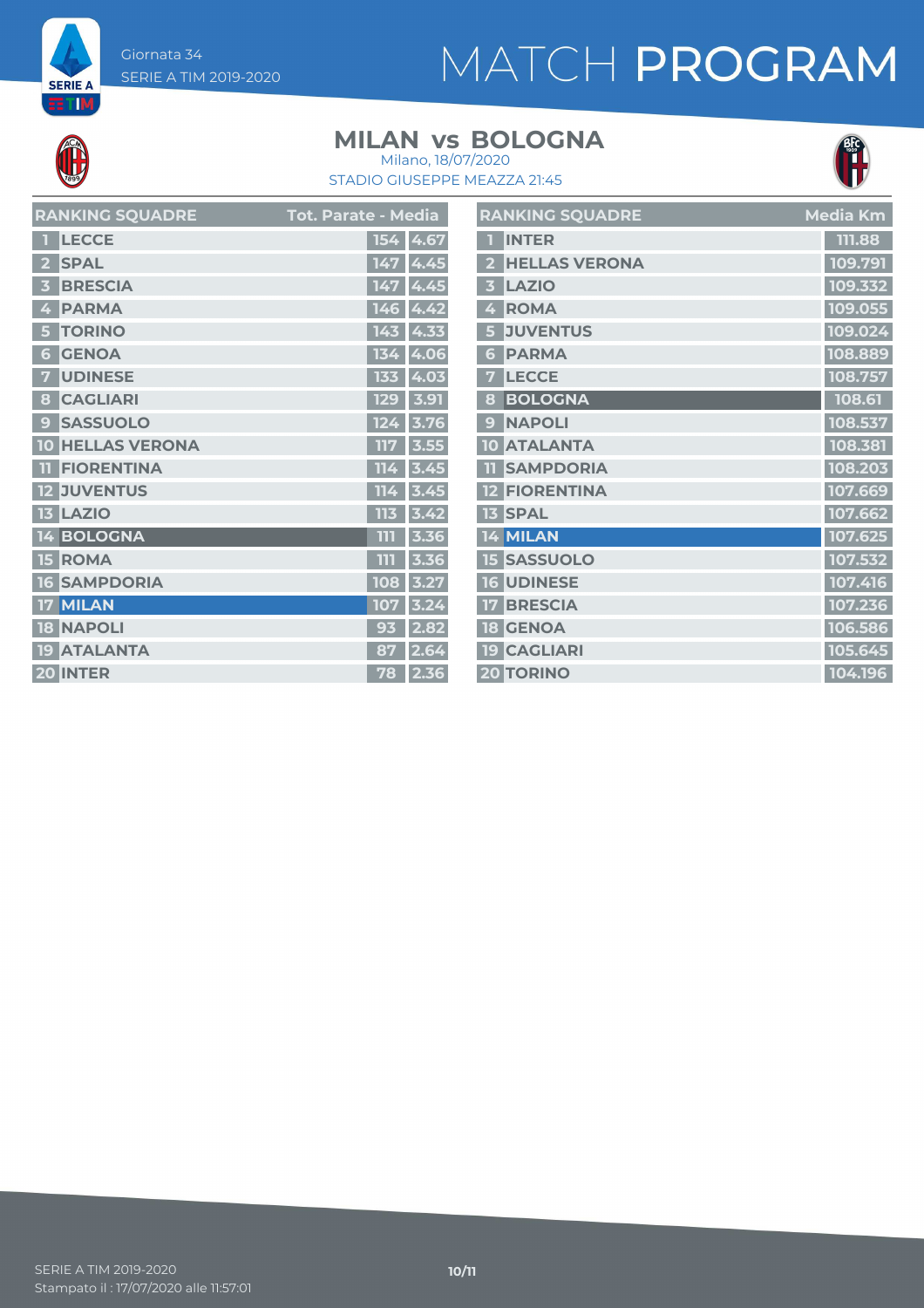# MATCH PROGRAM

Giornata 34
SERIE A TIM 2019-2020

## MILAN vs BOLOGNA

Milano, 18/07/2020
STADIO GIUSEPPE MEAZZA 21:45

| RANKING SQUADRE | | Tot. Parate | Media |
|---|---|---|---|
| 1 | LECCE | 154 | 4.67 |
| 2 | SPAL | 147 | 4.45 |
| 3 | BRESCIA | 147 | 4.45 |
| 4 | PARMA | 146 | 4.42 |
| 5 | TORINO | 143 | 4.33 |
| 6 | GENOA | 134 | 4.06 |
| 7 | UDINESE | 133 | 4.03 |
| 8 | CAGLIARI | 129 | 3.91 |
| 9 | SASSUOLO | 124 | 3.76 |
| 10 | HELLAS VERONA | 117 | 3.55 |
| 11 | FIORENTINA | 114 | 3.45 |
| 12 | JUVENTUS | 114 | 3.45 |
| 13 | LAZIO | 113 | 3.42 |
| 14 | BOLOGNA | 111 | 3.36 |
| 15 | ROMA | 111 | 3.36 |
| 16 | SAMPDORIA | 108 | 3.27 |
| 17 | MILAN | 107 | 3.24 |
| 18 | NAPOLI | 93 | 2.82 |
| 19 | ATALANTA | 87 | 2.64 |
| 20 | INTER | 78 | 2.36 |

| RANKING SQUADRE | | Media Km |
|---|---|---|
| 1 | INTER | 111.88 |
| 2 | HELLAS VERONA | 109.791 |
| 3 | LAZIO | 109.332 |
| 4 | ROMA | 109.055 |
| 5 | JUVENTUS | 109.024 |
| 6 | PARMA | 108.889 |
| 7 | LECCE | 108.757 |
| 8 | BOLOGNA | 108.61 |
| 9 | NAPOLI | 108.537 |
| 10 | ATALANTA | 108.381 |
| 11 | SAMPDORIA | 108.203 |
| 12 | FIORENTINA | 107.669 |
| 13 | SPAL | 107.662 |
| 14 | MILAN | 107.625 |
| 15 | SASSUOLO | 107.532 |
| 16 | UDINESE | 107.416 |
| 17 | BRESCIA | 107.236 |
| 18 | GENOA | 106.586 |
| 19 | CAGLIARI | 105.645 |
| 20 | TORINO | 104.196 |

SERIE A TIM 2019-2020
Stampato il : 17/07/2020 alle 11:57:01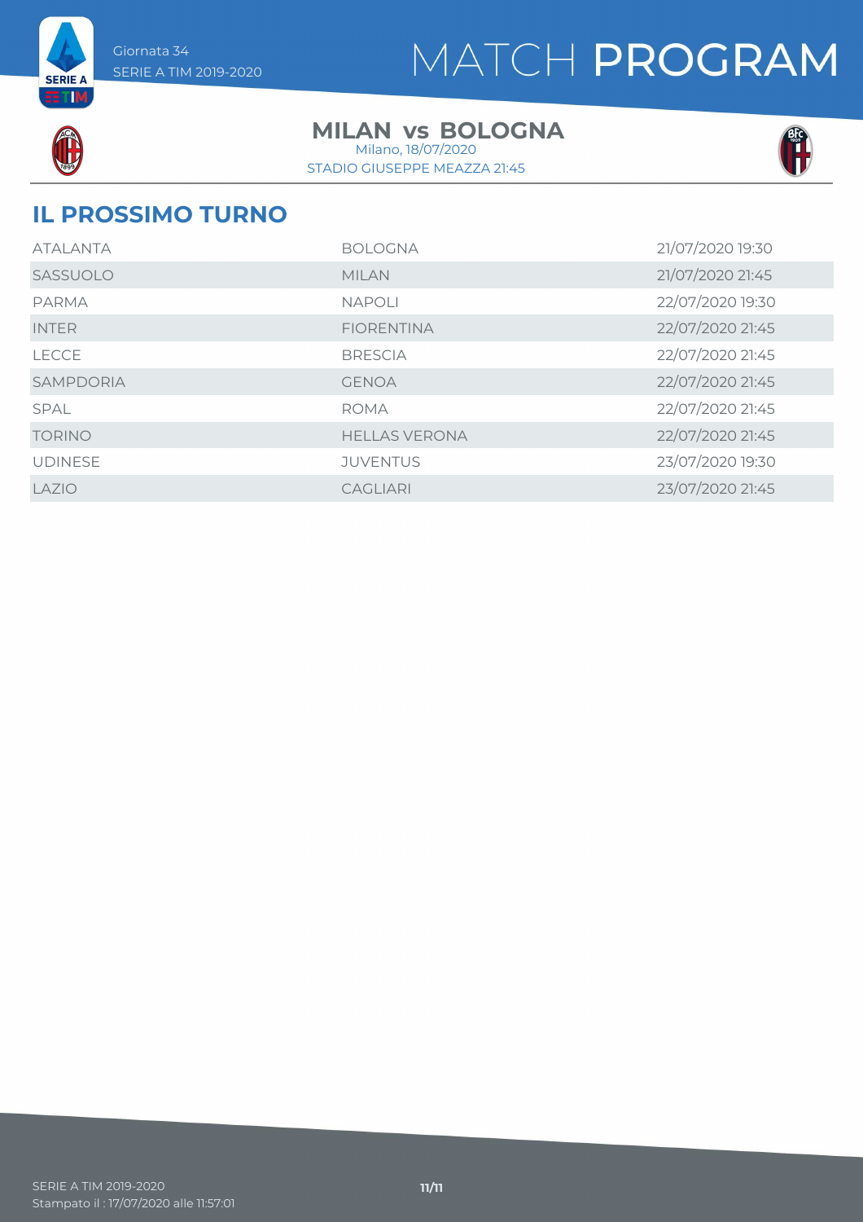Giornata 34
SERIE A TIM 2019-2020

# MATCH PROGRAM

## MILAN vs BOLOGNA

Milano, 18/07/2020
STADIO GIUSEPPE MEAZZA 21:45

## IL PROSSIMO TURNO

| | | |
|---|---|---|
| ATALANTA | BOLOGNA | 21/07/2020 19:30 |
| SASSUOLO | MILAN | 21/07/2020 21:45 |
| PARMA | NAPOLI | 22/07/2020 19:30 |
| INTER | FIORENTINA | 22/07/2020 21:45 |
| LECCE | BRESCIA | 22/07/2020 21:45 |
| SAMPDORIA | GENOA | 22/07/2020 21:45 |
| SPAL | ROMA | 22/07/2020 21:45 |
| TORINO | HELLAS VERONA | 22/07/2020 21:45 |
| UDINESE | JUVENTUS | 23/07/2020 19:30 |
| LAZIO | CAGLIARI | 23/07/2020 21:45 |

SERIE A TIM 2019-2020
Stampato il : 17/07/2020 alle 11:57:01